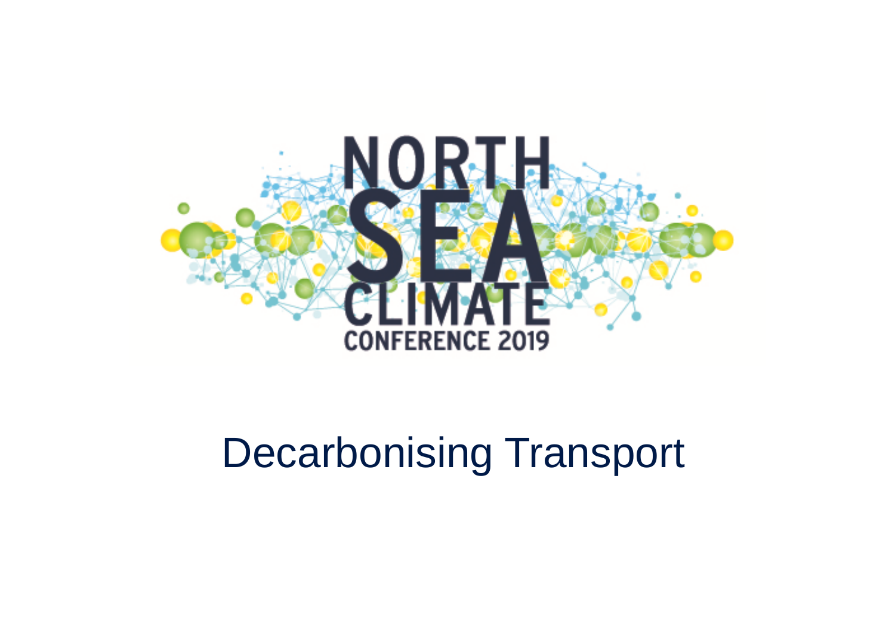# NORTH SEA CLIMATE CONFERENCE 2019

## Decarbonising Transport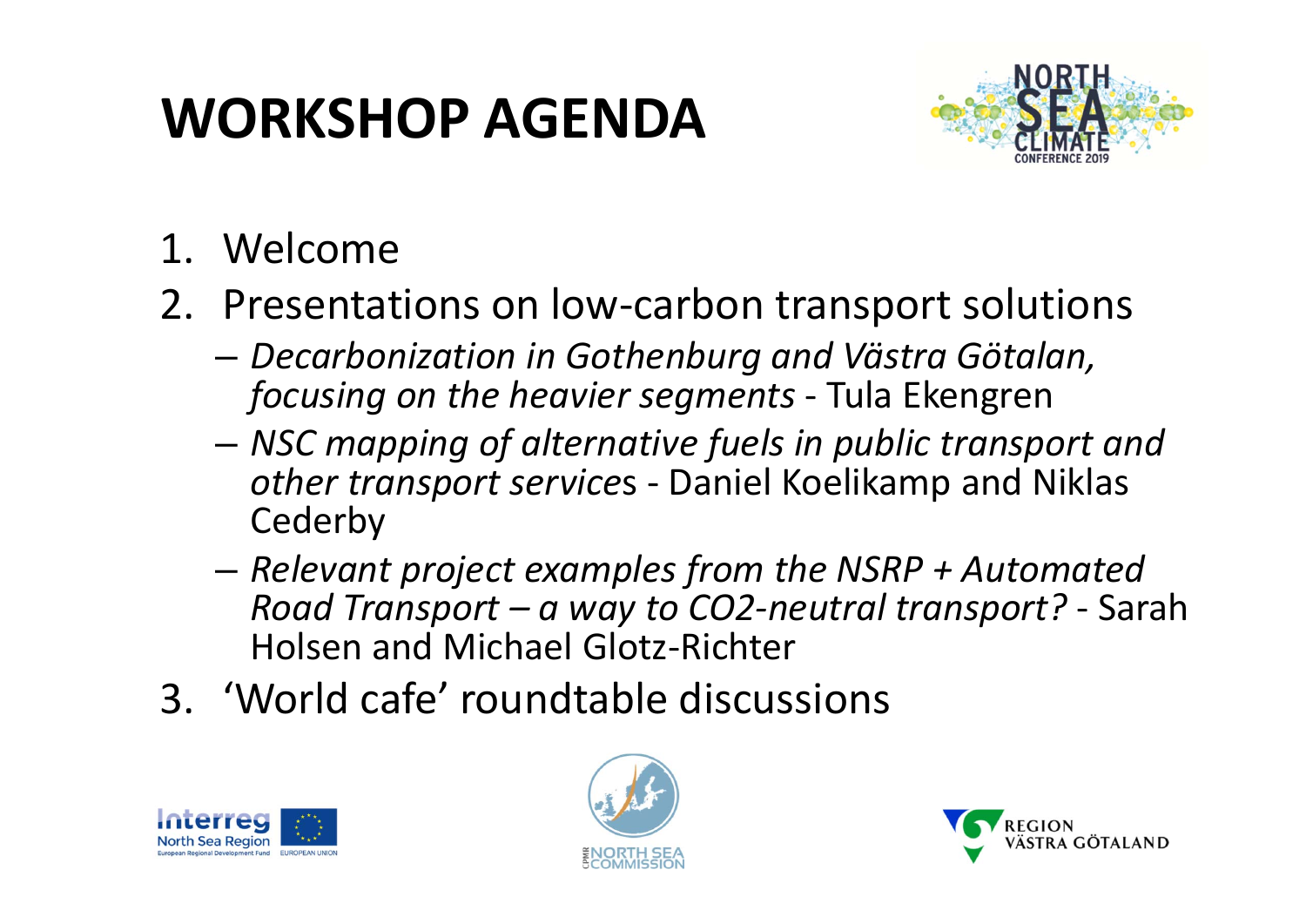# WORKSHOP AGENDA

1. Welcome
2. Presentations on low-carbon transport solutions
   - *Decarbonization in Gothenburg and Västra Götalan, focusing on the heavier segments* - Tula Ekengren
   - *NSC mapping of alternative fuels in public transport and other transport service*s - Daniel Koelikamp and Niklas Cederby
   - *Relevant project examples from the NSRP + Automated Road Transport – a way to CO2-neutral transport?* - Sarah Holsen and Michael Glotz-Richter
3. 'World cafe' roundtable discussions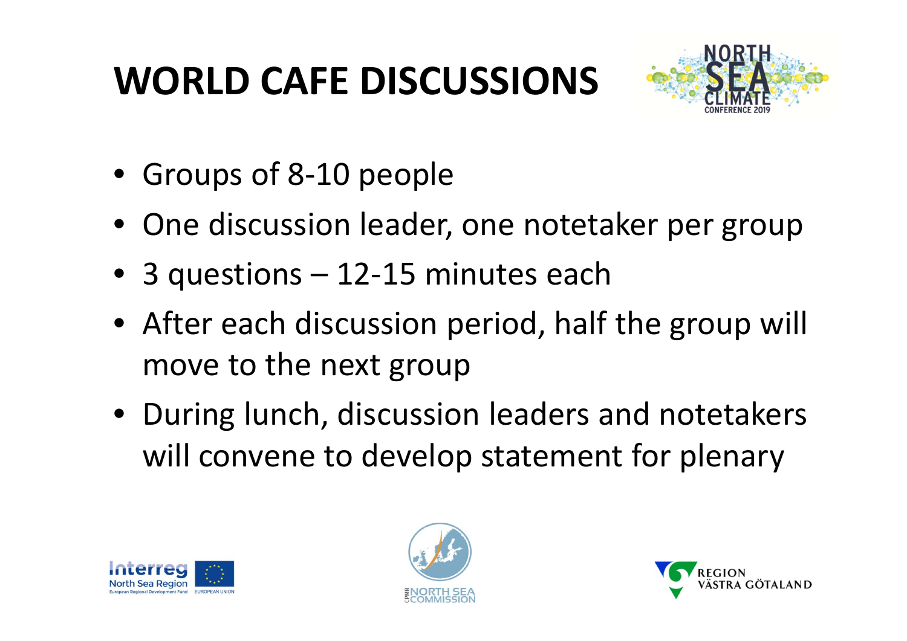# WORLD CAFE DISCUSSIONS

- Groups of 8-10 people
- One discussion leader, one notetaker per group
- 3 questions – 12-15 minutes each
- After each discussion period, half the group will move to the next group
- During lunch, discussion leaders and notetakers will convene to develop statement for plenary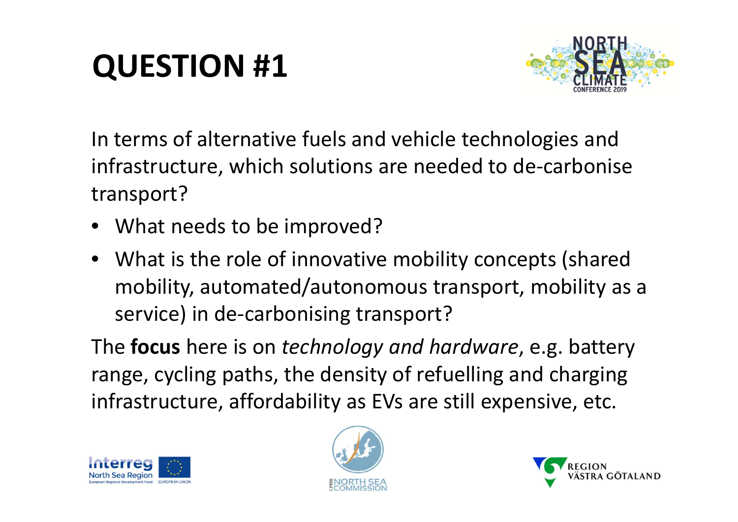# QUESTION #1

In terms of alternative fuels and vehicle technologies and infrastructure, which solutions are needed to de-carbonise transport?

- What needs to be improved?
- What is the role of innovative mobility concepts (shared mobility, automated/autonomous transport, mobility as a service) in de-carbonising transport?

The **focus** here is on *technology and hardware*, e.g. battery range, cycling paths, the density of refuelling and charging infrastructure, affordability as EVs are still expensive, etc.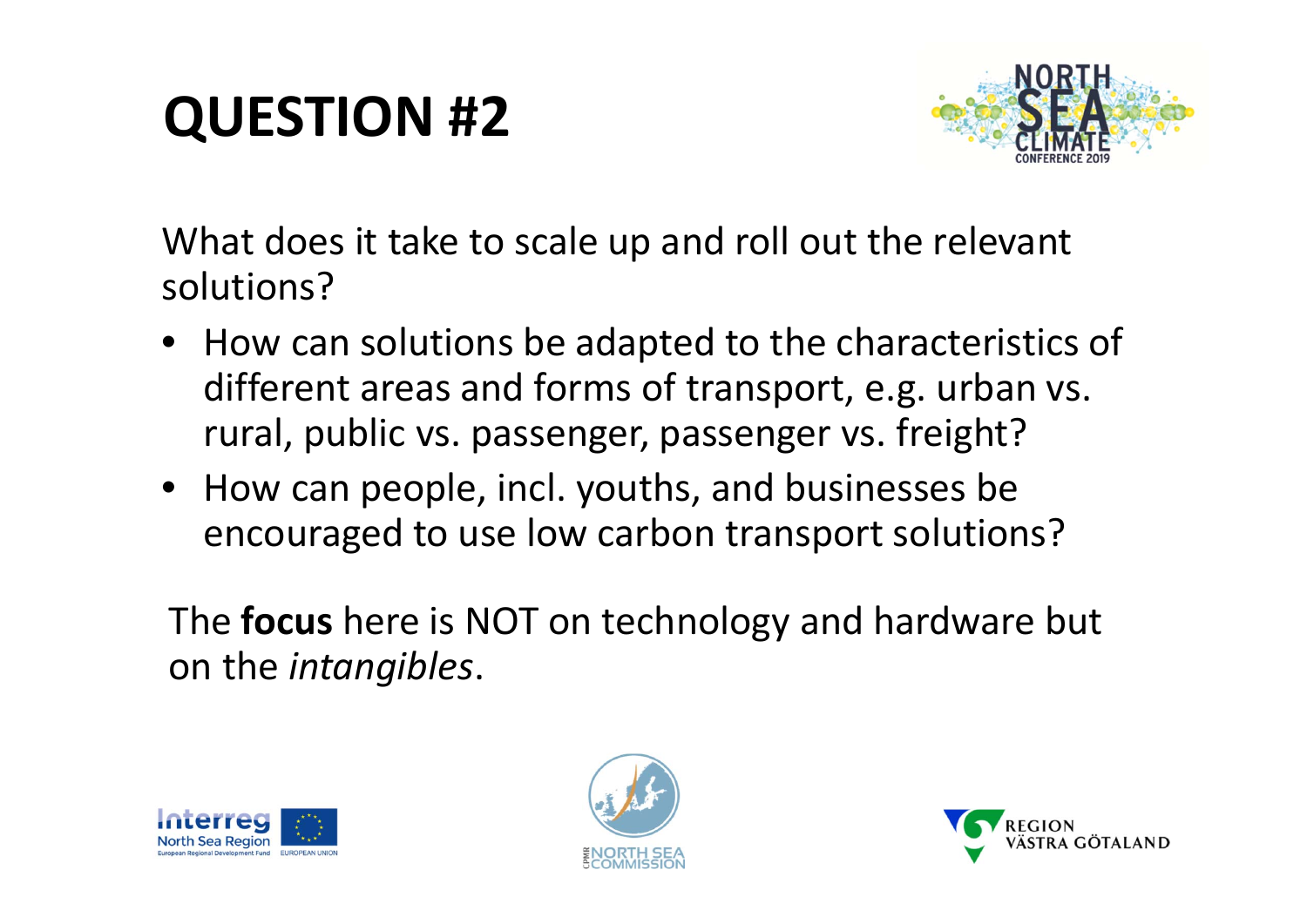# QUESTION #2

What does it take to scale up and roll out the relevant solutions?

- How can solutions be adapted to the characteristics of different areas and forms of transport, e.g. urban vs. rural, public vs. passenger, passenger vs. freight?
- How can people, incl. youths, and businesses be encouraged to use low carbon transport solutions?

The **focus** here is NOT on technology and hardware but on the *intangibles*.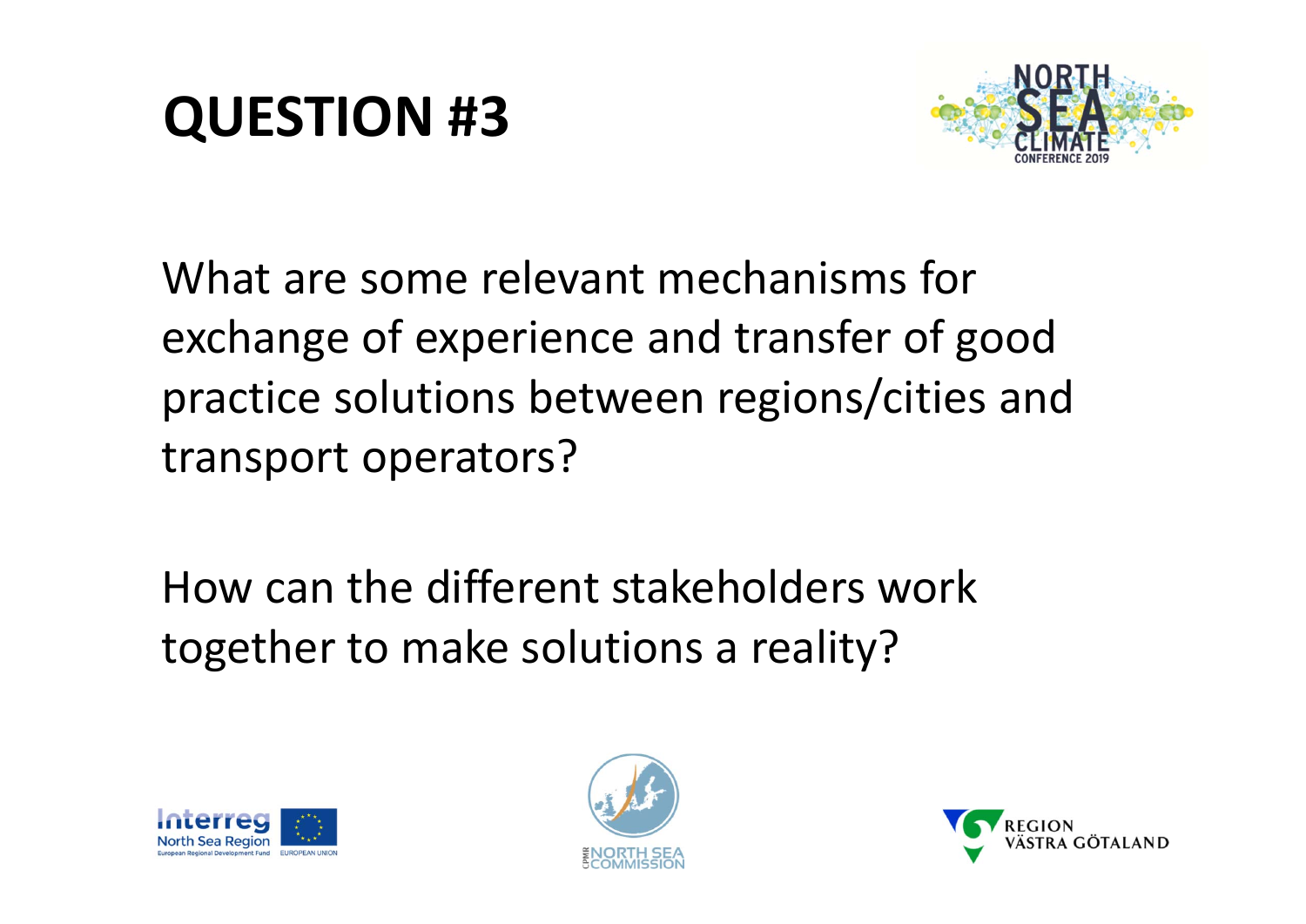# QUESTION #3

What are some relevant mechanisms for exchange of experience and transfer of good practice solutions between regions/cities and transport operators?

How can the different stakeholders work together to make solutions a reality?